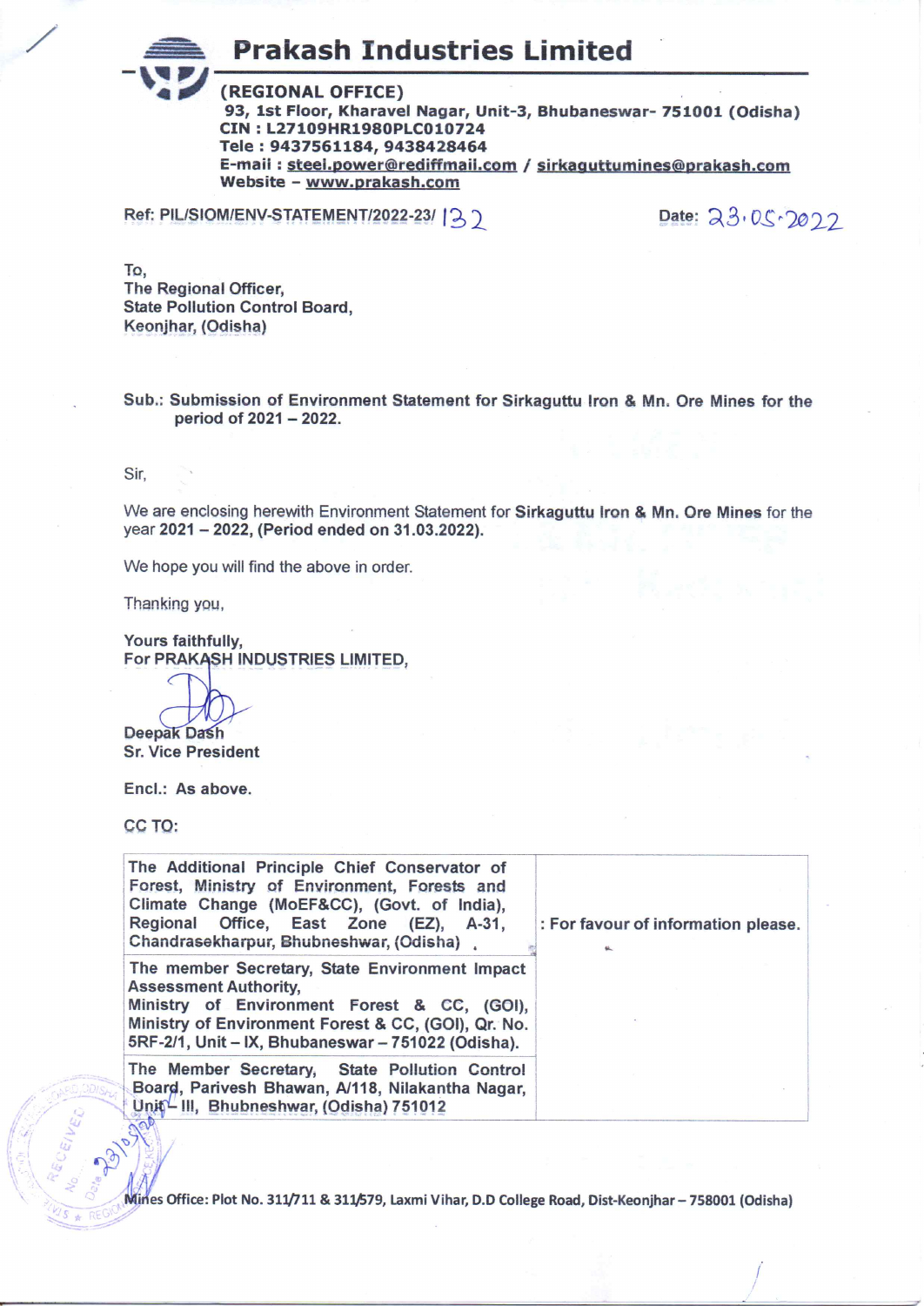# Prakash Industries Limited

**(REGIONAL OFFICE)**
**93, 1st Floor, Kharavel Nagar, Unit-3, Bhubaneswar- 751001 (Odisha)**
**CIN : L27109HR1980PLC010724**
**Tele : 9437561184, 9438428464**
**E-mail : steel.power@rediffmail.com / sirkaguttumines@prakash.com**
**Website – www.prakash.com**

Ref: PIL/SIOM/ENV-STATEMENT/2022-23/ 132 Date: 23.05.2022

To,
The Regional Officer,
State Pollution Control Board,
Keonjhar, (Odisha)

**Sub.: Submission of Environment Statement for Sirkaguttu Iron & Mn. Ore Mines for the period of 2021 – 2022.**

Sir,

We are enclosing herewith Environment Statement for **Sirkaguttu Iron & Mn. Ore Mines** for the year **2021 – 2022, (Period ended on 31.03.2022).**

We hope you will find the above in order.

Thanking you,

**Yours faithfully,**
**For PRAKASH INDUSTRIES LIMITED,**

**Deepak Dash**
**Sr. Vice President**

**Encl.: As above.**

**CC TO:**

| | |
|---|---|
| The Additional Principle Chief Conservator of Forest, Ministry of Environment, Forests and Climate Change (MoEF&CC), (Govt. of India), Regional Office, East Zone (EZ), A-31, Chandrasekharpur, Bhubneshwar, (Odisha) | : For favour of information please. |
| The member Secretary, State Environment Impact Assessment Authority, Ministry of Environment Forest & CC, (GOI), Ministry of Environment Forest & CC, (GOI), Qr. No. 5RF-2/1, Unit – IX, Bhubaneswar – 751022 (Odisha). | |
| The Member Secretary, State Pollution Control Board, Parivesh Bhawan, A/118, Nilakantha Nagar, Unit – III, Bhubneshwar, (Odisha) 751012 | |

**Mines Office: Plot No. 311/711 & 311/579, Laxmi Vihar, D.D College Road, Dist-Keonjhar – 758001 (Odisha)**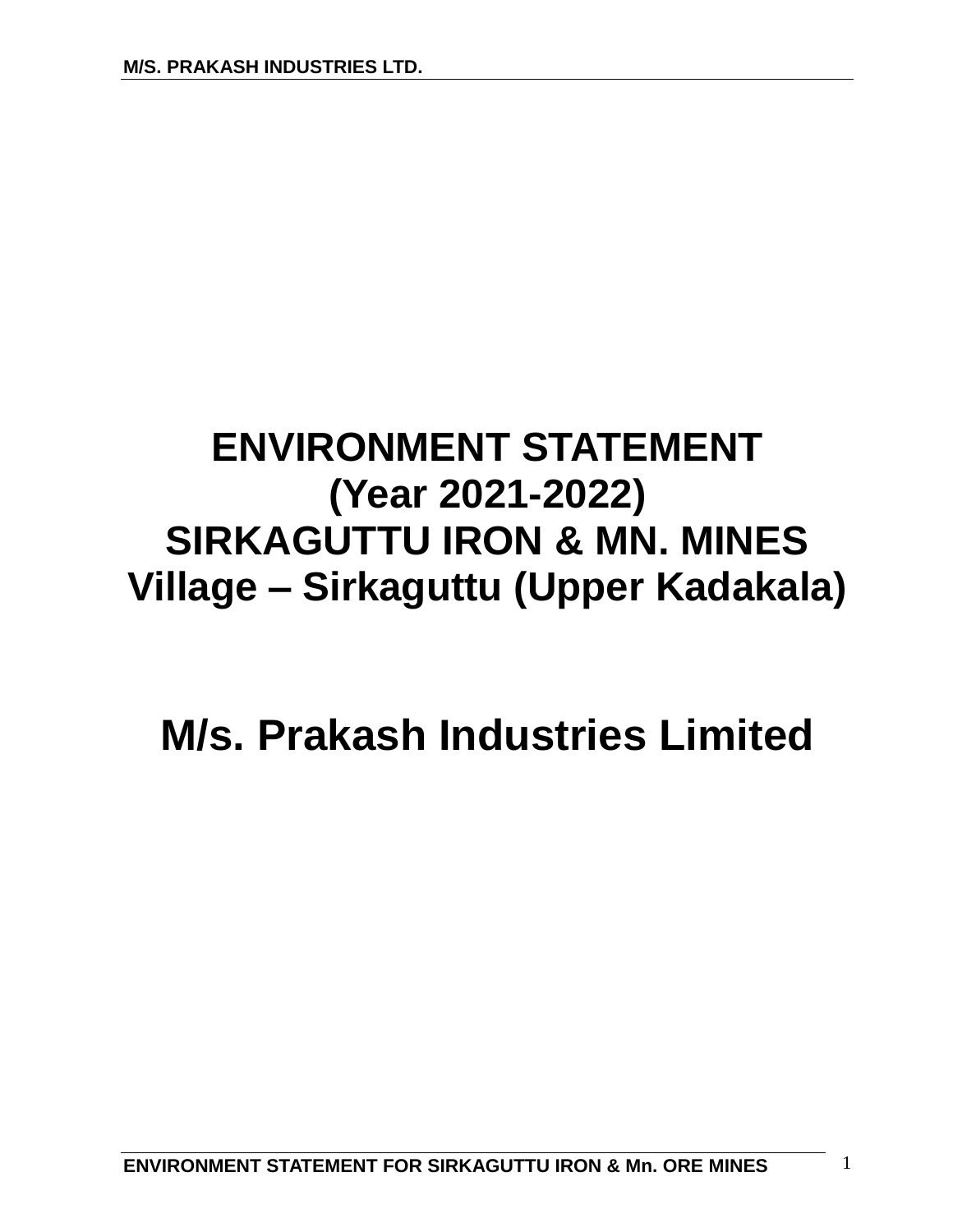# ENVIRONMENT STATEMENT
# (Year 2021-2022)
# SIRKAGUTTU IRON & MN. MINES
# Village – Sirkaguttu (Upper Kadakala)

# M/s. Prakash Industries Limited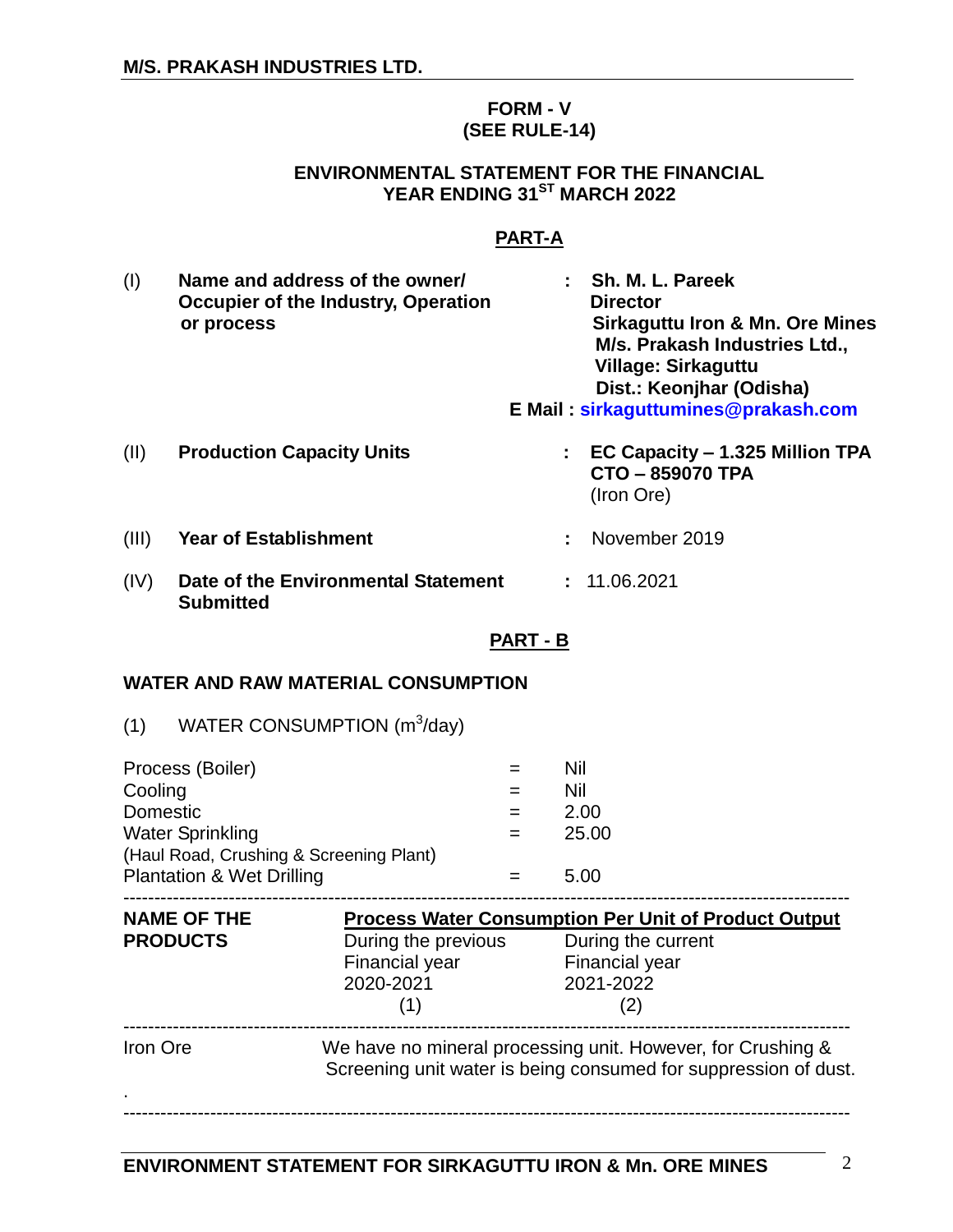**M/S. PRAKASH INDUSTRIES LTD.**

**FORM - V**
**(SEE RULE-14)**

**ENVIRONMENTAL STATEMENT FOR THE FINANCIAL YEAR ENDING 31ST MARCH 2022**

## PART-A

| | | | |
|---|---|---|---|
| (I) | **Name and address of the owner/ Occupier of the Industry, Operation or process** | : | **Sh. M. L. Pareek**<br>**Director**<br>**Sirkaguttu Iron & Mn. Ore Mines**<br>**M/s. Prakash Industries Ltd.,**<br>**Village: Sirkaguttu**<br>**Dist.: Keonjhar (Odisha)**<br>**E Mail : sirkaguttumines@prakash.com** |
| (II) | **Production Capacity Units** | : | **EC Capacity – 1.325 Million TPA**<br>**CTO – 859070 TPA**<br>(Iron Ore) |
| (III) | **Year of Establishment** | : | November 2019 |
| (IV) | **Date of the Environmental Statement Submitted** | : | 11.06.2021 |

## PART - B

### WATER AND RAW MATERIAL CONSUMPTION

(1) WATER CONSUMPTION ($m^3$/day)

| | | |
|---|---|---|
| Process (Boiler) | = | Nil |
| Cooling | = | Nil |
| Domestic | = | 2.00 |
| Water Sprinkling (Haul Road, Crushing & Screening Plant) | = | 25.00 |
| Plantation & Wet Drilling | = | 5.00 |

| NAME OF THE PRODUCTS | Process Water Consumption Per Unit of Product Output | |
|---|---|---|
| | During the previous Financial year 2020-2021 (1) | During the current Financial year 2021-2022 (2) |
| Iron Ore | We have no mineral processing unit. However, for Crushing & Screening unit water is being consumed for suppression of dust. | |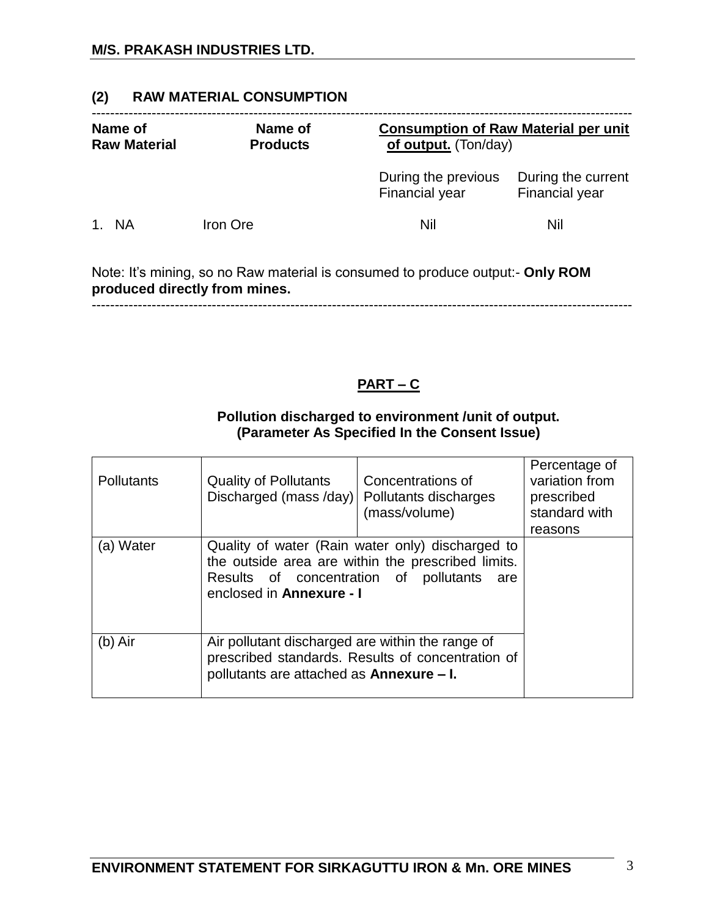## (2) RAW MATERIAL CONSUMPTION

| Name of Raw Material | Name of Products | **Consumption of Raw Material per unit of output.** (Ton/day) | |
|---|---|---|---|
| | | During the previous Financial year | During the current Financial year |
| 1. NA | Iron Ore | Nil | Nil |

Note: It's mining, so no Raw material is consumed to produce output:- **Only ROM produced directly from mines.**

## PART – C

**Pollution discharged to environment /unit of output.**
**(Parameter As Specified In the Consent Issue)**

| Pollutants | Quality of Pollutants Discharged (mass /day) | Concentrations of Pollutants discharges (mass/volume) | Percentage of variation from prescribed standard with reasons |
|---|---|---|---|
| (a) Water | Quality of water (Rain water only) discharged to the outside area are within the prescribed limits. Results of concentration of pollutants are enclosed in **Annexure - I** | | |
| (b) Air | Air pollutant discharged are within the range of prescribed standards. Results of concentration of pollutants are attached as **Annexure – I.** | | |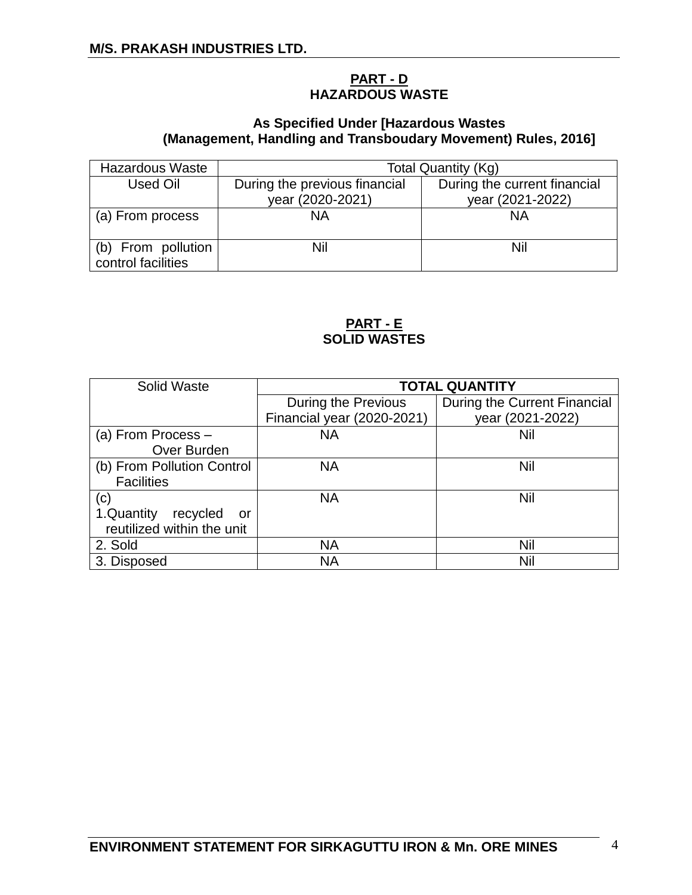## PART - D
## HAZARDOUS WASTE

**As Specified Under [Hazardous Wastes (Management, Handling and Transboudary Movement) Rules, 2016]**

| Hazardous Waste | Total Quantity (Kg) | |
|---|---|---|
| Used Oil | During the previous financial year (2020-2021) | During the current financial year (2021-2022) |
| (a) From process | NA | NA |
| (b) From pollution control facilities | Nil | Nil |

## PART - E
## SOLID WASTES

| Solid Waste | **TOTAL QUANTITY** | |
|---|---|---|
| | During the Previous Financial year (2020-2021) | During the Current Financial year (2021-2022) |
| (a) From Process – Over Burden | NA | Nil |
| (b) From Pollution Control Facilities | NA | Nil |
| (c) 1.Quantity recycled or reutilized within the unit | NA | Nil |
| 2. Sold | NA | Nil |
| 3. Disposed | NA | Nil |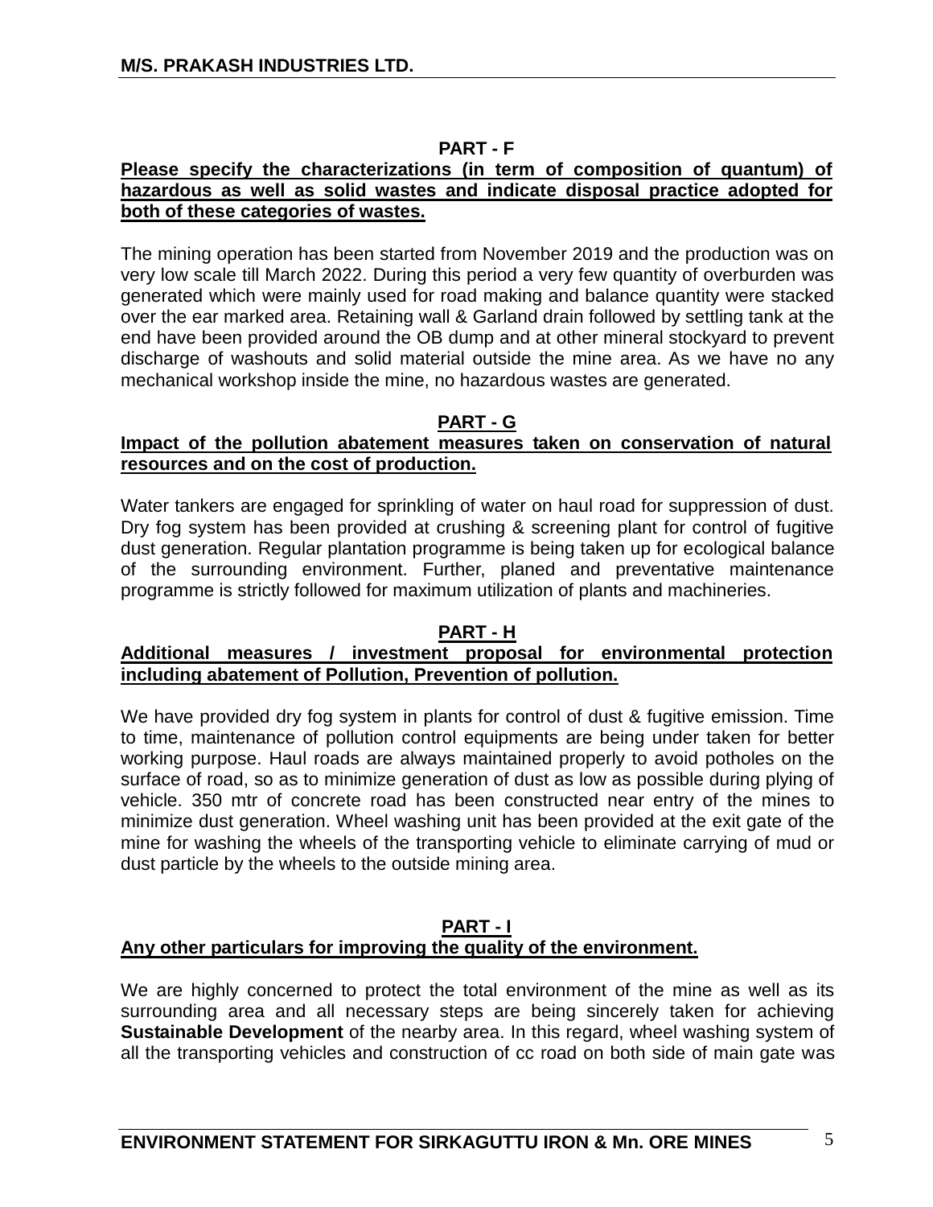## PART - F

**Please specify the characterizations (in term of composition of quantum) of hazardous as well as solid wastes and indicate disposal practice adopted for both of these categories of wastes.**

The mining operation has been started from November 2019 and the production was on very low scale till March 2022. During this period a very few quantity of overburden was generated which were mainly used for road making and balance quantity were stacked over the ear marked area. Retaining wall & Garland drain followed by settling tank at the end have been provided around the OB dump and at other mineral stockyard to prevent discharge of washouts and solid material outside the mine area. As we have no any mechanical workshop inside the mine, no hazardous wastes are generated.

## PART - G

**Impact of the pollution abatement measures taken on conservation of natural resources and on the cost of production.**

Water tankers are engaged for sprinkling of water on haul road for suppression of dust. Dry fog system has been provided at crushing & screening plant for control of fugitive dust generation. Regular plantation programme is being taken up for ecological balance of the surrounding environment. Further, planed and preventative maintenance programme is strictly followed for maximum utilization of plants and machineries.

## PART - H

**Additional measures / investment proposal for environmental protection including abatement of Pollution, Prevention of pollution.**

We have provided dry fog system in plants for control of dust & fugitive emission. Time to time, maintenance of pollution control equipments are being under taken for better working purpose. Haul roads are always maintained properly to avoid potholes on the surface of road, so as to minimize generation of dust as low as possible during plying of vehicle. 350 mtr of concrete road has been constructed near entry of the mines to minimize dust generation. Wheel washing unit has been provided at the exit gate of the mine for washing the wheels of the transporting vehicle to eliminate carrying of mud or dust particle by the wheels to the outside mining area.

## PART - I

**Any other particulars for improving the quality of the environment.**

We are highly concerned to protect the total environment of the mine as well as its surrounding area and all necessary steps are being sincerely taken for achieving **Sustainable Development** of the nearby area. In this regard, wheel washing system of all the transporting vehicles and construction of cc road on both side of main gate was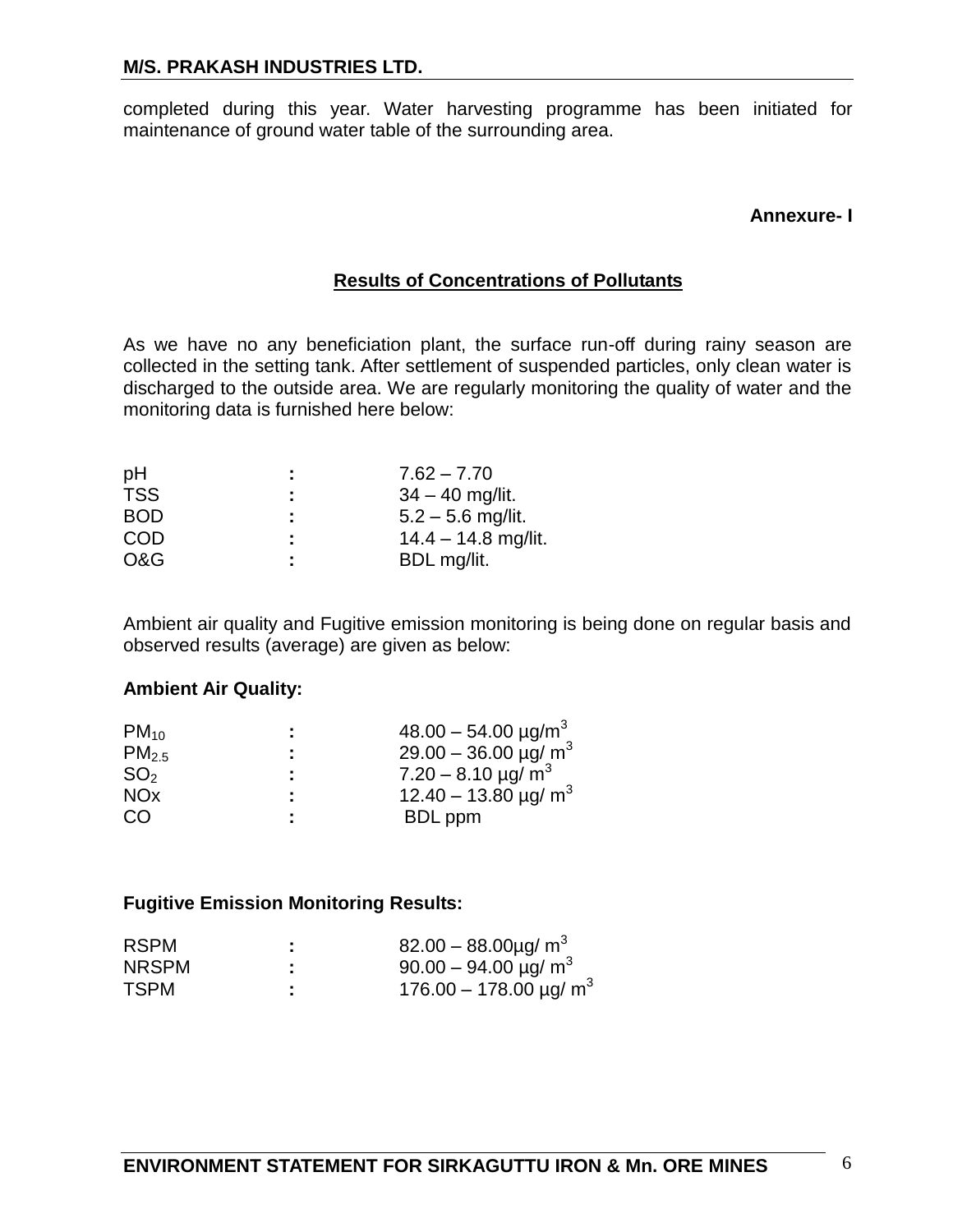completed during this year. Water harvesting programme has been initiated for maintenance of ground water table of the surrounding area.

**Annexure- I**

## Results of Concentrations of Pollutants

As we have no any beneficiation plant, the surface run-off during rainy season are collected in the setting tank. After settlement of suspended particles, only clean water is discharged to the outside area. We are regularly monitoring the quality of water and the monitoring data is furnished here below:

| | | |
|---|---|---|
| pH | : | 7.62 – 7.70 |
| TSS | : | 34 – 40 mg/lit. |
| BOD | : | 5.2 – 5.6 mg/lit. |
| COD | : | 14.4 – 14.8 mg/lit. |
| O&G | : | BDL mg/lit. |

Ambient air quality and Fugitive emission monitoring is being done on regular basis and observed results (average) are given as below:

**Ambient Air Quality:**

| | | |
|---|---|---|
| $PM_{10}$ | : | 48.00 – 54.00 µg/$m^3$ |
| $PM_{2.5}$ | : | 29.00 – 36.00 µg/ $m^3$ |
| $SO_2$ | : | 7.20 – 8.10 µg/ $m^3$ |
| NOx | : | 12.40 – 13.80 µg/ $m^3$ |
| CO | : | BDL ppm |

**Fugitive Emission Monitoring Results:**

| | | |
|---|---|---|
| RSPM | : | 82.00 – 88.00µg/ $m^3$ |
| NRSPM | : | 90.00 – 94.00 µg/ $m^3$ |
| TSPM | : | 176.00 – 178.00 µg/ $m^3$ |